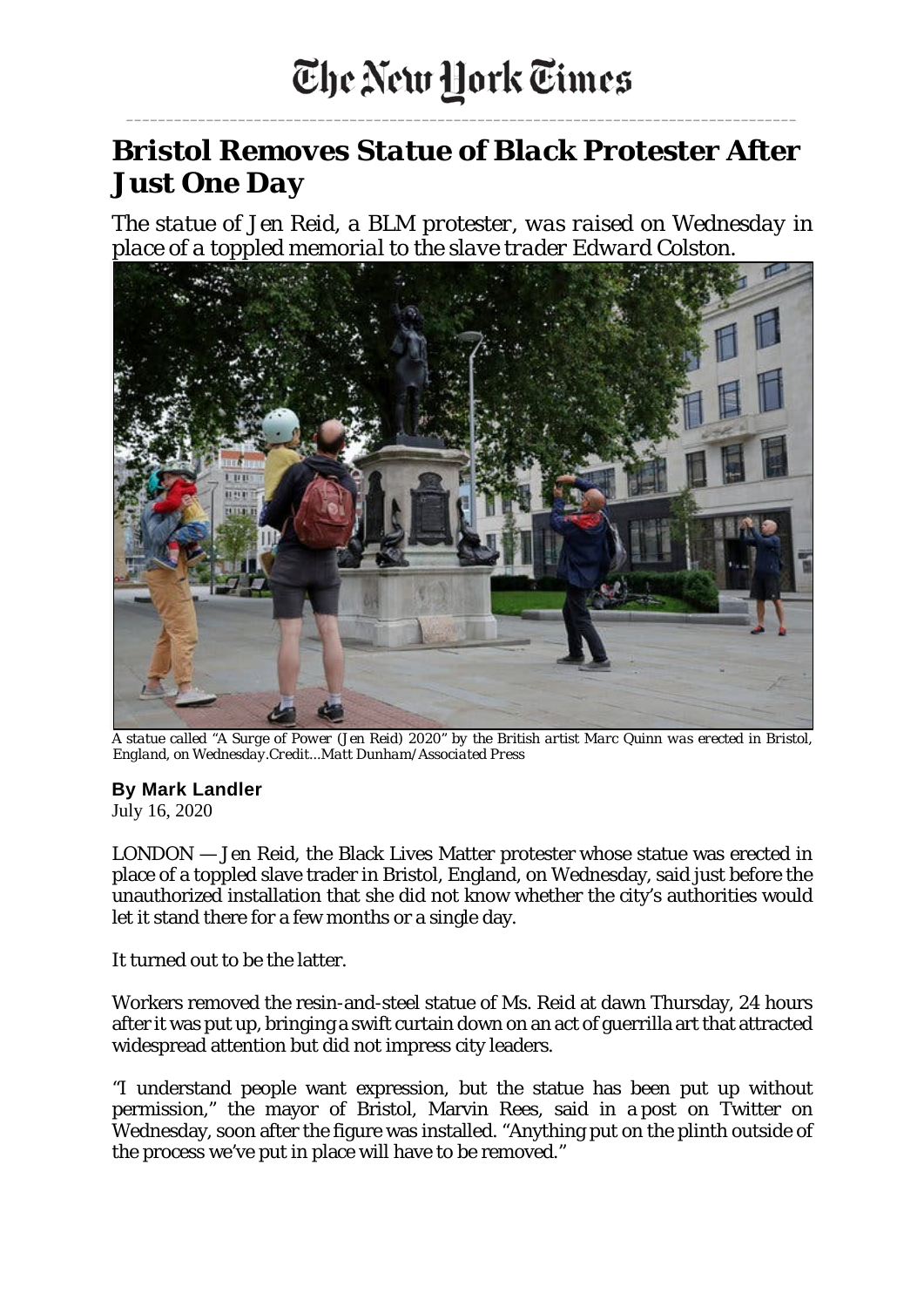The New York Times

# Bristol Removes Statue of Black Protester After Just One Day

*The statue of Jen Reid, a BLM protester, was raised on Wednesday in place of a toppled memorial to the slave trader Edward Colston.*

*A statue called "A Surge of Power (Jen Reid) 2020" by the British artist Marc Quinn was erected in Bristol, England, on Wednesday.Credit...Matt Dunham/Associated Press*

**By Mark Landler**
July 16, 2020

LONDON — Jen Reid, the Black Lives Matter protester whose statue was erected in place of a toppled slave trader in Bristol, England, on Wednesday, said just before the unauthorized installation that she did not know whether the city's authorities would let it stand there for a few months or a single day.

It turned out to be the latter.

Workers removed the resin-and-steel statue of Ms. Reid at dawn Thursday, 24 hours after it was put up, bringing a swift curtain down on an act of guerrilla art that attracted widespread attention but did not impress city leaders.

"I understand people want expression, but the statue has been put up without permission," the mayor of Bristol, Marvin Rees, said in a post on Twitter on Wednesday, soon after the figure was installed. "Anything put on the plinth outside of the process we've put in place will have to be removed."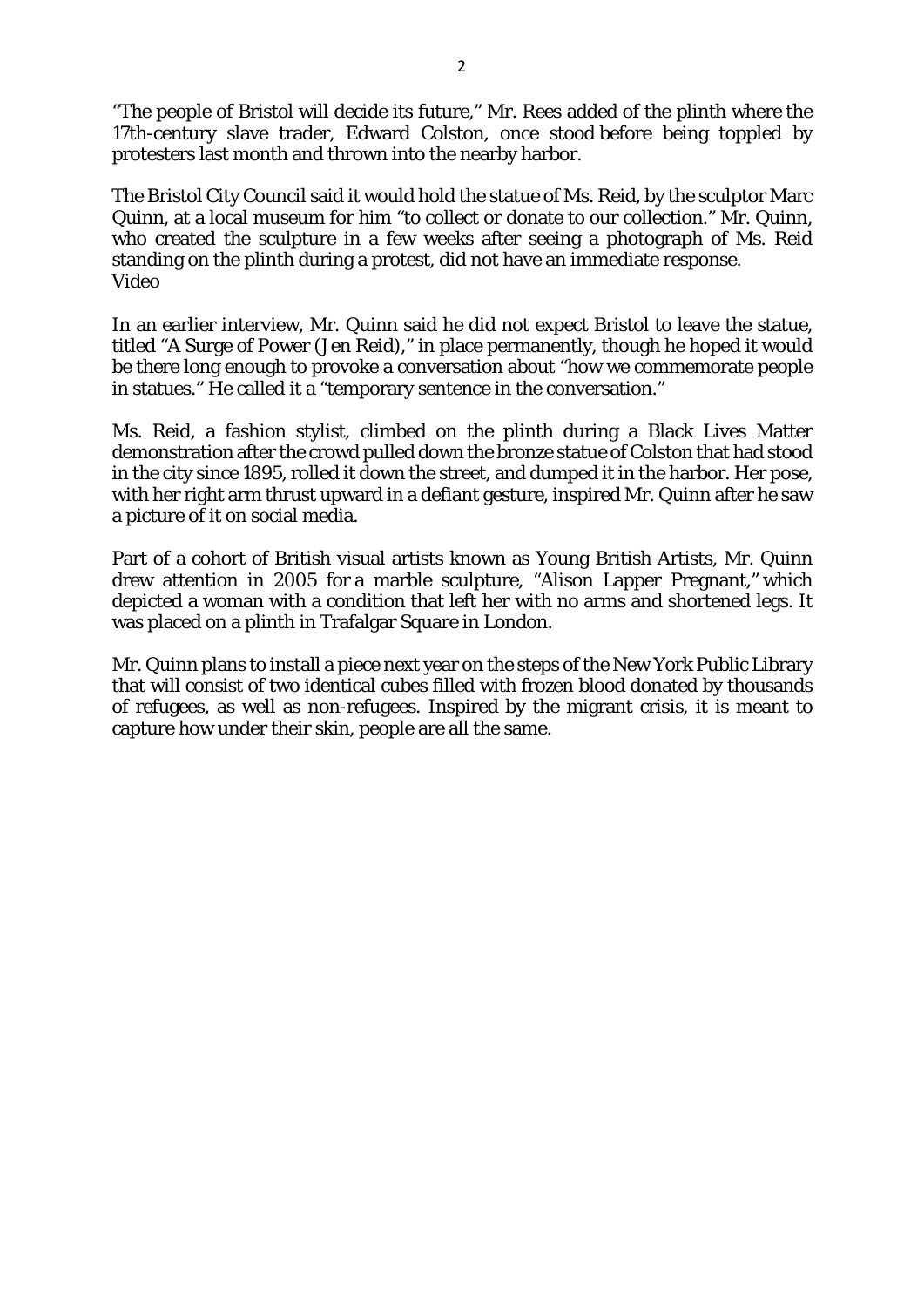"The people of Bristol will decide its future," Mr. Rees added of the plinth where the 17th-century slave trader, Edward Colston, once stood before being toppled by protesters last month and thrown into the nearby harbor.

The Bristol City Council said it would hold the statue of Ms. Reid, by the sculptor Marc Quinn, at a local museum for him "to collect or donate to our collection." Mr. Quinn, who created the sculpture in a few weeks after seeing a photograph of Ms. Reid standing on the plinth during a protest, did not have an immediate response.
Video

In an earlier interview, Mr. Quinn said he did not expect Bristol to leave the statue, titled "A Surge of Power (Jen Reid)," in place permanently, though he hoped it would be there long enough to provoke a conversation about "how we commemorate people in statues." He called it a "temporary sentence in the conversation."

Ms. Reid, a fashion stylist, climbed on the plinth during a Black Lives Matter demonstration after the crowd pulled down the bronze statue of Colston that had stood in the city since 1895, rolled it down the street, and dumped it in the harbor. Her pose, with her right arm thrust upward in a defiant gesture, inspired Mr. Quinn after he saw a picture of it on social media.

Part of a cohort of British visual artists known as Young British Artists, Mr. Quinn drew attention in 2005 for a marble sculpture, "Alison Lapper Pregnant," which depicted a woman with a condition that left her with no arms and shortened legs. It was placed on a plinth in Trafalgar Square in London.

Mr. Quinn plans to install a piece next year on the steps of the New York Public Library that will consist of two identical cubes filled with frozen blood donated by thousands of refugees, as well as non-refugees. Inspired by the migrant crisis, it is meant to capture how under their skin, people are all the same.